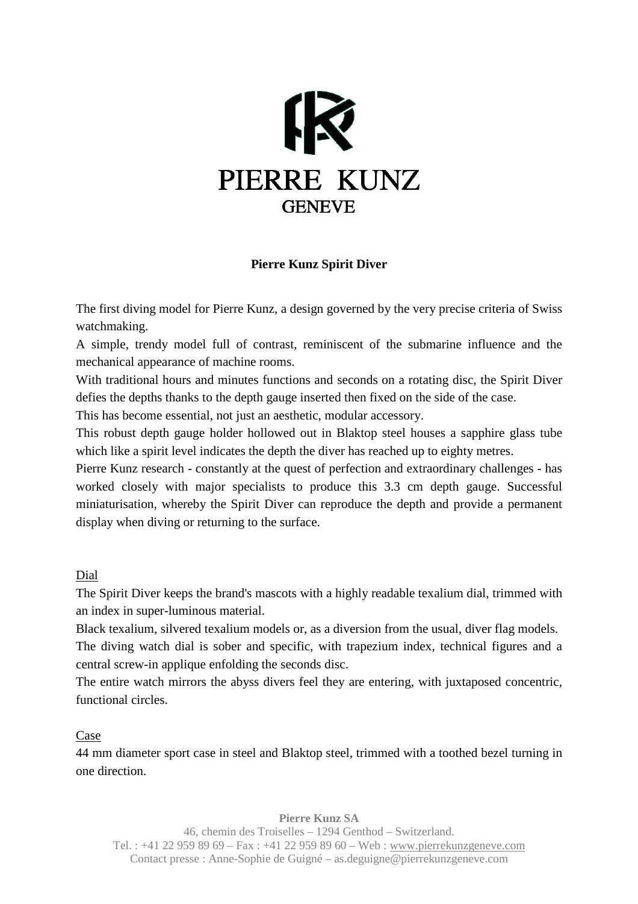PIERRE KUNZ

GENEVE

# Pierre Kunz Spirit Diver

The first diving model for Pierre Kunz, a design governed by the very precise criteria of Swiss watchmaking.

A simple, trendy model full of contrast, reminiscent of the submarine influence and the mechanical appearance of machine rooms.

With traditional hours and minutes functions and seconds on a rotating disc, the Spirit Diver defies the depths thanks to the depth gauge inserted then fixed on the side of the case.

This has become essential, not just an aesthetic, modular accessory.

This robust depth gauge holder hollowed out in Blaktop steel houses a sapphire glass tube which like a spirit level indicates the depth the diver has reached up to eighty metres.

Pierre Kunz research - constantly at the quest of perfection and extraordinary challenges - has worked closely with major specialists to produce this 3.3 cm depth gauge. Successful miniaturisation, whereby the Spirit Diver can reproduce the depth and provide a permanent display when diving or returning to the surface.

## Dial

The Spirit Diver keeps the brand's mascots with a highly readable texalium dial, trimmed with an index in super-luminous material.

Black texalium, silvered texalium models or, as a diversion from the usual, diver flag models.

The diving watch dial is sober and specific, with trapezium index, technical figures and a central screw-in applique enfolding the seconds disc.

The entire watch mirrors the abyss divers feel they are entering, with juxtaposed concentric, functional circles.

## Case

44 mm diameter sport case in steel and Blaktop steel, trimmed with a toothed bezel turning in one direction.

**Pierre Kunz SA**

46, chemin des Troiselles – 1294 Genthod – Switzerland.

Tel. : +41 22 959 89 69 – Fax : +41 22 959 89 60 – Web : www.pierrekunzgeneve.com

Contact presse : Anne-Sophie de Guigné – as.deguigne@pierrekunzgeneve.com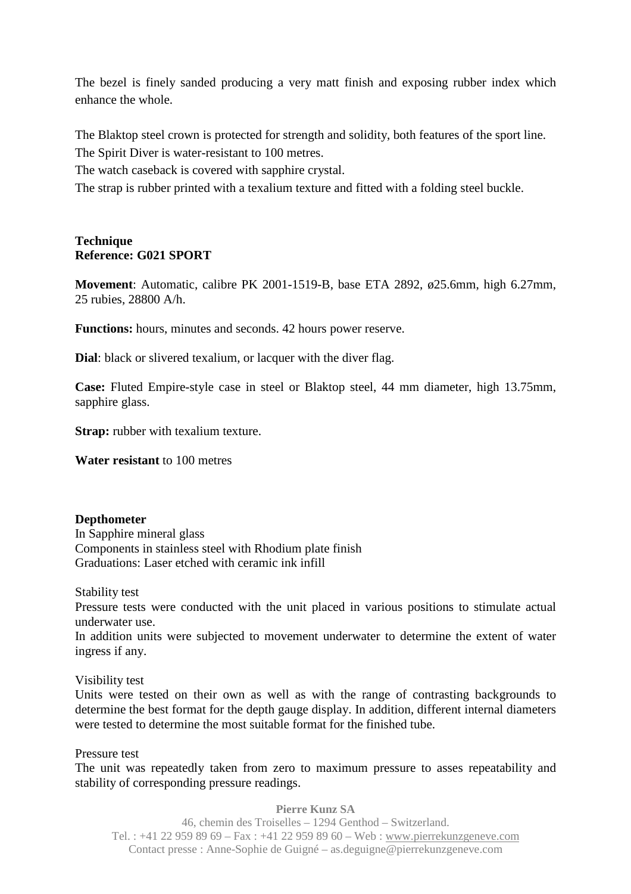The bezel is finely sanded producing a very matt finish and exposing rubber index which enhance the whole.

The Blaktop steel crown is protected for strength and solidity, both features of the sport line.
The Spirit Diver is water-resistant to 100 metres.
The watch caseback is covered with sapphire crystal.
The strap is rubber printed with a texalium texture and fitted with a folding steel buckle.

**Technique**
**Reference: G021 SPORT**

**Movement**: Automatic, calibre PK 2001-1519-B, base ETA 2892, ø25.6mm, high 6.27mm, 25 rubies, 28800 A/h.

**Functions:** hours, minutes and seconds. 42 hours power reserve.

**Dial**: black or slivered texalium, or lacquer with the diver flag.

**Case:** Fluted Empire-style case in steel or Blaktop steel, 44 mm diameter, high 13.75mm, sapphire glass.

**Strap:** rubber with texalium texture.

**Water resistant** to 100 metres

**Depthometer**
In Sapphire mineral glass
Components in stainless steel with Rhodium plate finish
Graduations: Laser etched with ceramic ink infill

Stability test
Pressure tests were conducted with the unit placed in various positions to stimulate actual underwater use.
In addition units were subjected to movement underwater to determine the extent of water ingress if any.

Visibility test
Units were tested on their own as well as with the range of contrasting backgrounds to determine the best format for the depth gauge display. In addition, different internal diameters were tested to determine the most suitable format for the finished tube.

Pressure test
The unit was repeatedly taken from zero to maximum pressure to asses repeatability and stability of corresponding pressure readings.